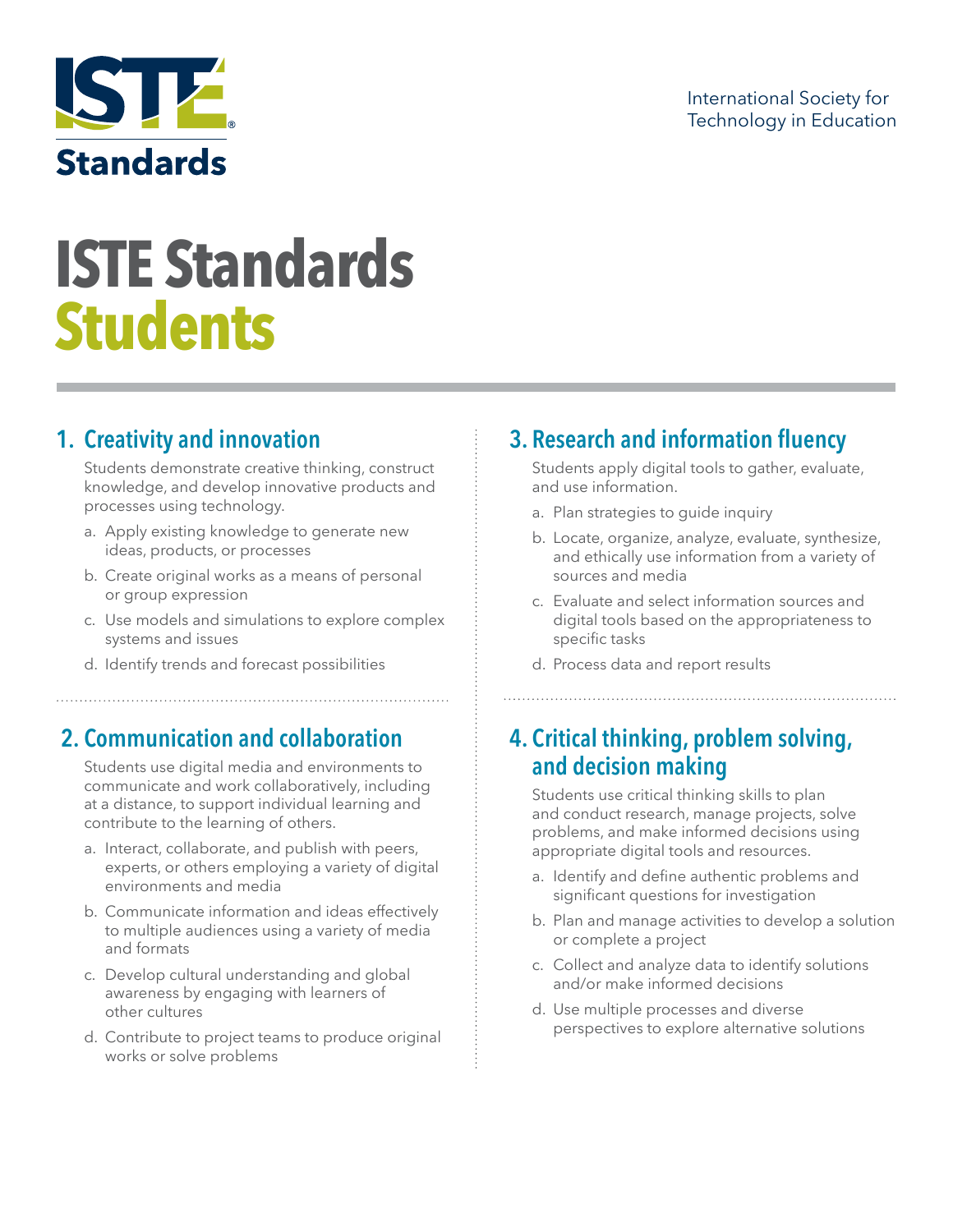ISTE Standards

International Society for Technology in Education

# ISTE Standards Students

## 1. Creativity and innovation

Students demonstrate creative thinking, construct knowledge, and develop innovative products and processes using technology.

a. Apply existing knowledge to generate new ideas, products, or processes

b. Create original works as a means of personal or group expression

c. Use models and simulations to explore complex systems and issues

d. Identify trends and forecast possibilities

## 2. Communication and collaboration

Students use digital media and environments to communicate and work collaboratively, including at a distance, to support individual learning and contribute to the learning of others.

a. Interact, collaborate, and publish with peers, experts, or others employing a variety of digital environments and media

b. Communicate information and ideas effectively to multiple audiences using a variety of media and formats

c. Develop cultural understanding and global awareness by engaging with learners of other cultures

d. Contribute to project teams to produce original works or solve problems

## 3. Research and information fluency

Students apply digital tools to gather, evaluate, and use information.

a. Plan strategies to guide inquiry

b. Locate, organize, analyze, evaluate, synthesize, and ethically use information from a variety of sources and media

c. Evaluate and select information sources and digital tools based on the appropriateness to specific tasks

d. Process data and report results

## 4. Critical thinking, problem solving, and decision making

Students use critical thinking skills to plan and conduct research, manage projects, solve problems, and make informed decisions using appropriate digital tools and resources.

a. Identify and define authentic problems and significant questions for investigation

b. Plan and manage activities to develop a solution or complete a project

c. Collect and analyze data to identify solutions and/or make informed decisions

d. Use multiple processes and diverse perspectives to explore alternative solutions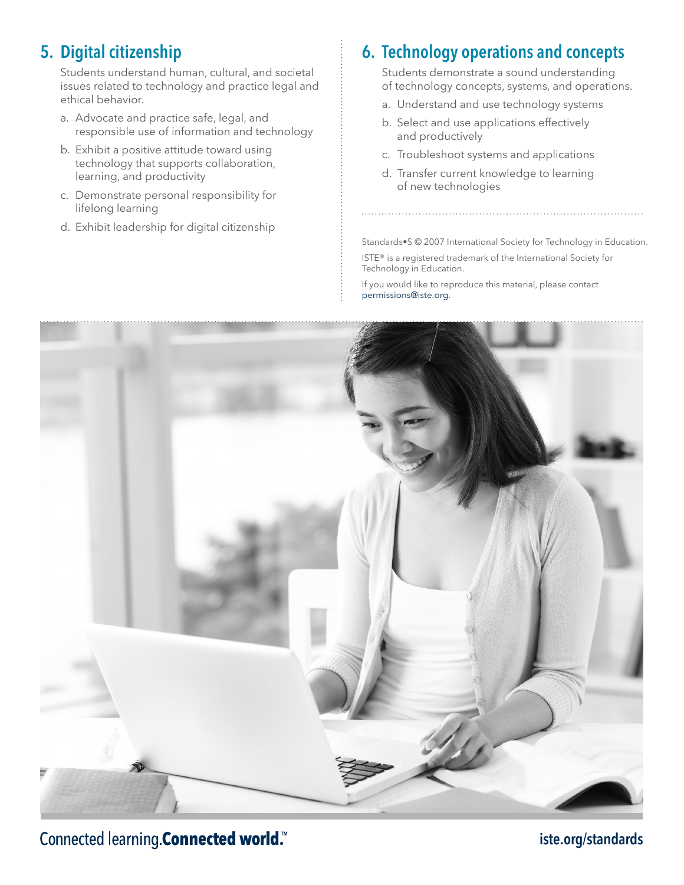## 5. Digital citizenship

Students understand human, cultural, and societal issues related to technology and practice legal and ethical behavior.

a. Advocate and practice safe, legal, and responsible use of information and technology

b. Exhibit a positive attitude toward using technology that supports collaboration, learning, and productivity

c. Demonstrate personal responsibility for lifelong learning

d. Exhibit leadership for digital citizenship

## 6. Technology operations and concepts

Students demonstrate a sound understanding of technology concepts, systems, and operations.

a. Understand and use technology systems

b. Select and use applications effectively and productively

c. Troubleshoot systems and applications

d. Transfer current knowledge to learning of new technologies

Standards•S © 2007 International Society for Technology in Education.

ISTE® is a registered trademark of the International Society for Technology in Education.

If you would like to reproduce this material, please contact permissions@iste.org.

Connected learning. **Connected world.**™

iste.org/standards